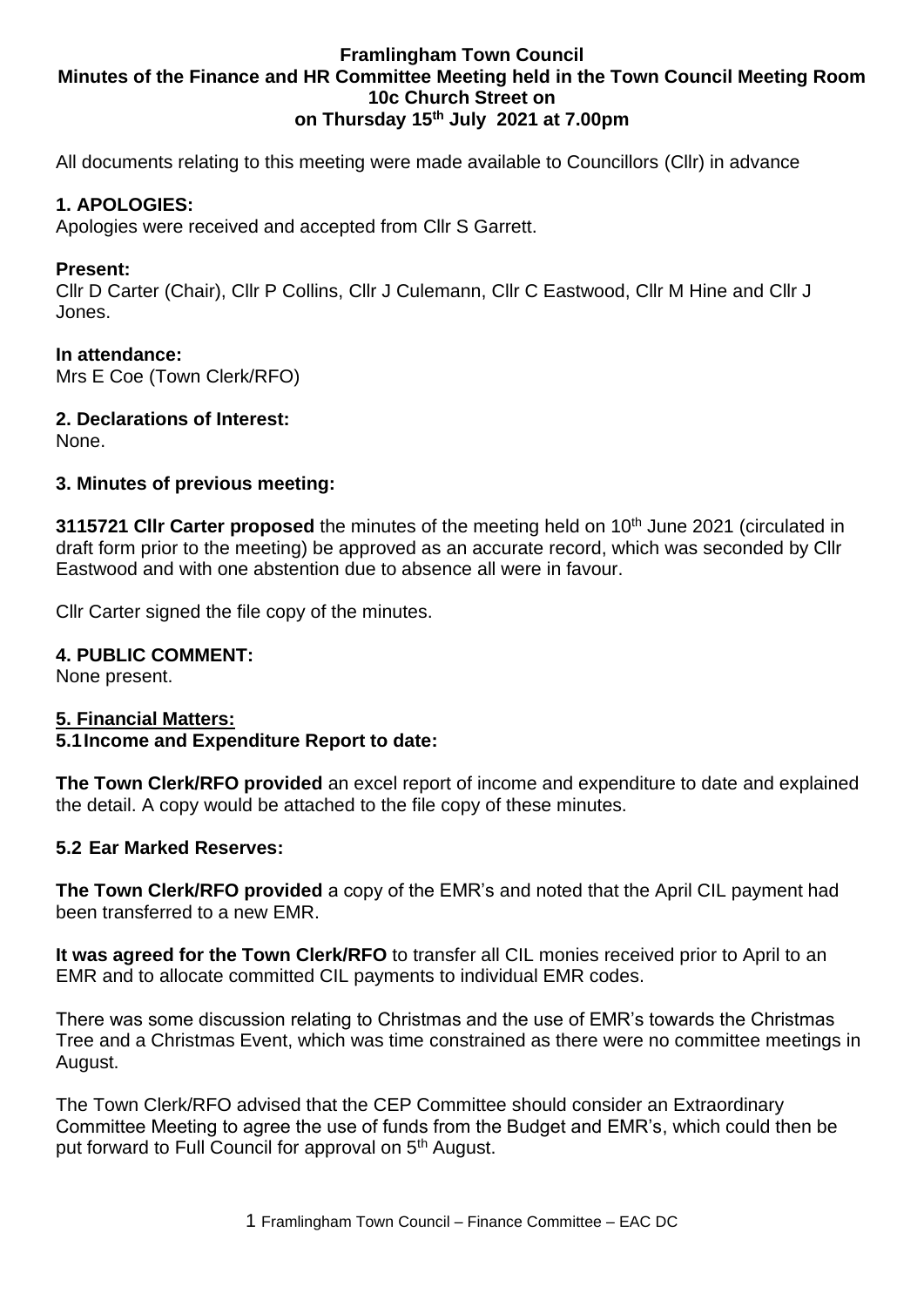# Framlingham Town Council
## Minutes of the Finance and HR Committee Meeting held in the Town Council Meeting Room 10c Church Street on on Thursday 15th July 2021 at 7.00pm

All documents relating to this meeting were made available to Councillors (Cllr) in advance

### 1. APOLOGIES:

Apologies were received and accepted from Cllr S Garrett.

**Present:**

Cllr D Carter (Chair), Cllr P Collins, Cllr J Culemann, Cllr C Eastwood, Cllr M Hine and Cllr J Jones.

**In attendance:**

Mrs E Coe (Town Clerk/RFO)

### 2. Declarations of Interest:

None.

### 3. Minutes of previous meeting:

**3115721 Cllr Carter proposed** the minutes of the meeting held on 10th June 2021 (circulated in draft form prior to the meeting) be approved as an accurate record, which was seconded by Cllr Eastwood and with one abstention due to absence all were in favour.

Cllr Carter signed the file copy of the minutes.

### 4. PUBLIC COMMENT:

None present.

### 5. Financial Matters:

**5.1 Income and Expenditure Report to date:**

**The Town Clerk/RFO provided** an excel report of income and expenditure to date and explained the detail. A copy would be attached to the file copy of these minutes.

**5.2 Ear Marked Reserves:**

**The Town Clerk/RFO provided** a copy of the EMR's and noted that the April CIL payment had been transferred to a new EMR.

**It was agreed for the Town Clerk/RFO** to transfer all CIL monies received prior to April to an EMR and to allocate committed CIL payments to individual EMR codes.

There was some discussion relating to Christmas and the use of EMR's towards the Christmas Tree and a Christmas Event, which was time constrained as there were no committee meetings in August.

The Town Clerk/RFO advised that the CEP Committee should consider an Extraordinary Committee Meeting to agree the use of funds from the Budget and EMR's, which could then be put forward to Full Council for approval on 5th August.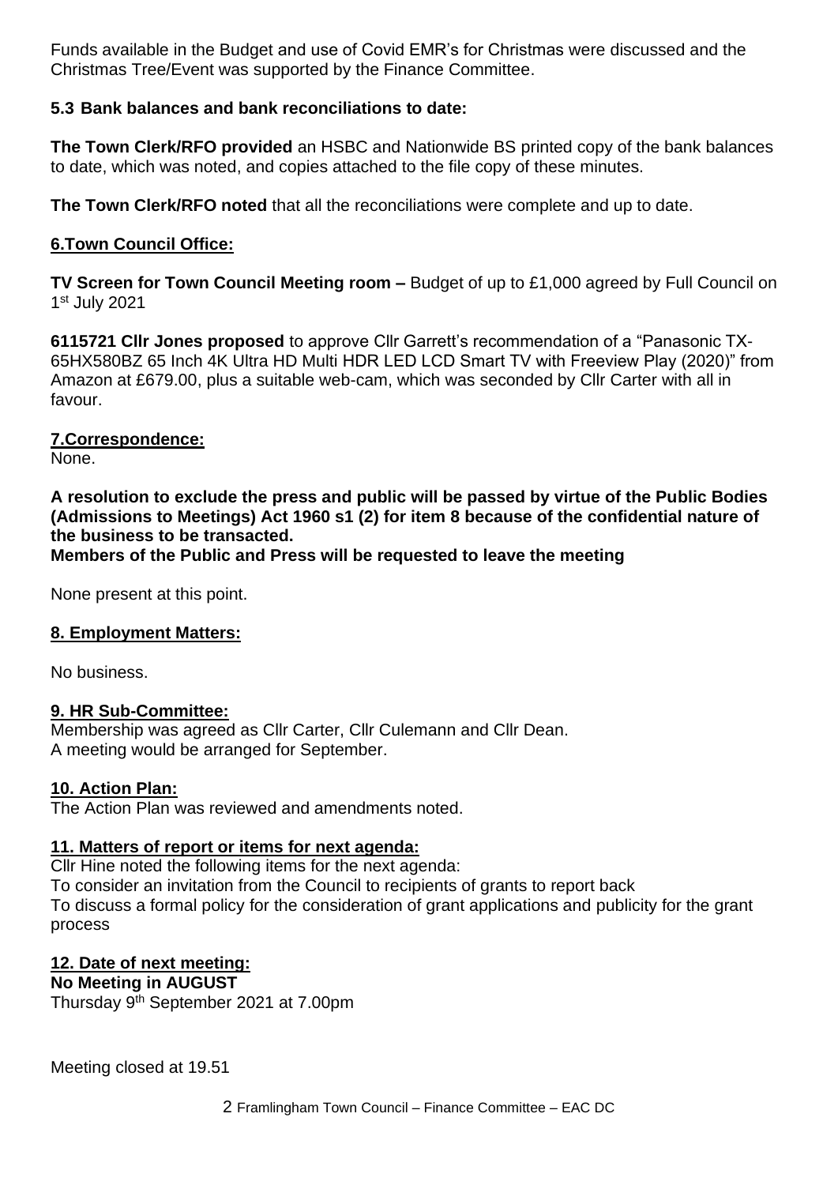Funds available in the Budget and use of Covid EMR's for Christmas were discussed and the Christmas Tree/Event was supported by the Finance Committee.

### 5.3 Bank balances and bank reconciliations to date:

**The Town Clerk/RFO provided** an HSBC and Nationwide BS printed copy of the bank balances to date, which was noted, and copies attached to the file copy of these minutes.

**The Town Clerk/RFO noted** that all the reconciliations were complete and up to date.

### 6.Town Council Office:

**TV Screen for Town Council Meeting room –** Budget of up to £1,000 agreed by Full Council on 1st July 2021

**6115721 Cllr Jones proposed** to approve Cllr Garrett's recommendation of a "Panasonic TX-65HX580BZ 65 Inch 4K Ultra HD Multi HDR LED LCD Smart TV with Freeview Play (2020)" from Amazon at £679.00, plus a suitable web-cam, which was seconded by Cllr Carter with all in favour.

### 7.Correspondence:

None.

**A resolution to exclude the press and public will be passed by virtue of the Public Bodies (Admissions to Meetings) Act 1960 s1 (2) for item 8 because of the confidential nature of the business to be transacted.**
**Members of the Public and Press will be requested to leave the meeting**

None present at this point.

### 8. Employment Matters:

No business.

### 9. HR Sub-Committee:

Membership was agreed as Cllr Carter, Cllr Culemann and Cllr Dean.
A meeting would be arranged for September.

### 10. Action Plan:

The Action Plan was reviewed and amendments noted.

### 11. Matters of report or items for next agenda:

Cllr Hine noted the following items for the next agenda:
To consider an invitation from the Council to recipients of grants to report back
To discuss a formal policy for the consideration of grant applications and publicity for the grant process

### 12. Date of next meeting:

**No Meeting in AUGUST**
Thursday 9th September 2021 at 7.00pm

Meeting closed at 19.51